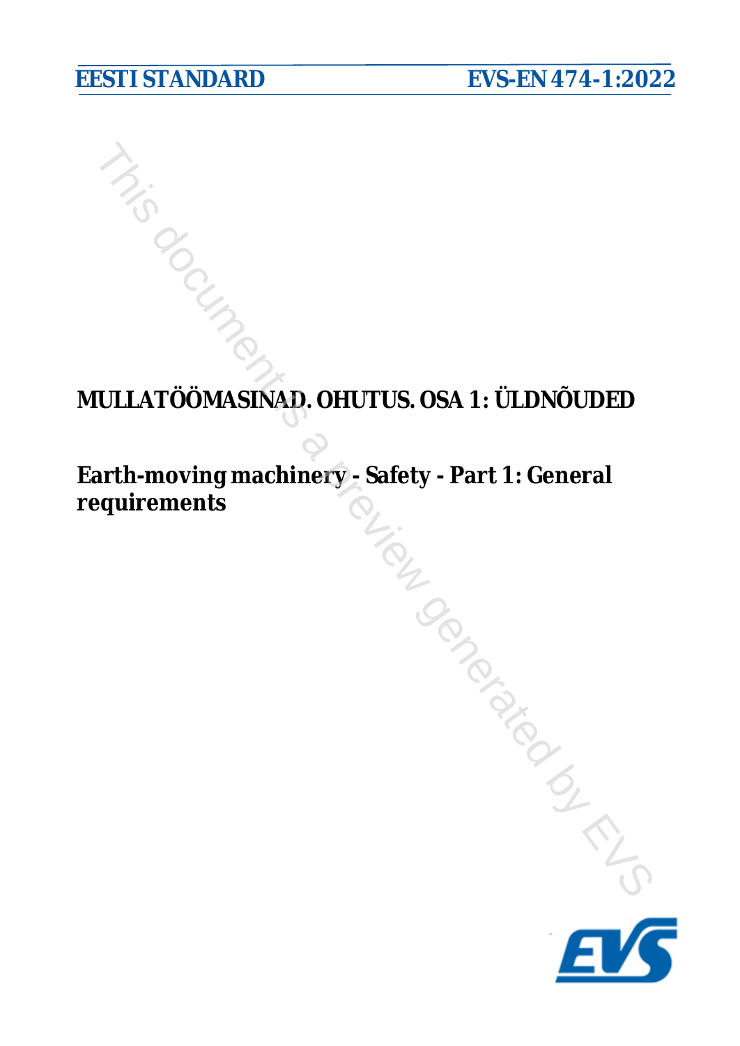EESTI STANDARD EVS-EN 474-1:2022

# MULLATÖÖMASINAD. OHUTUS. OSA 1: ÜLDNÕUDED

## Earth-moving machinery - Safety - Part 1: General requirements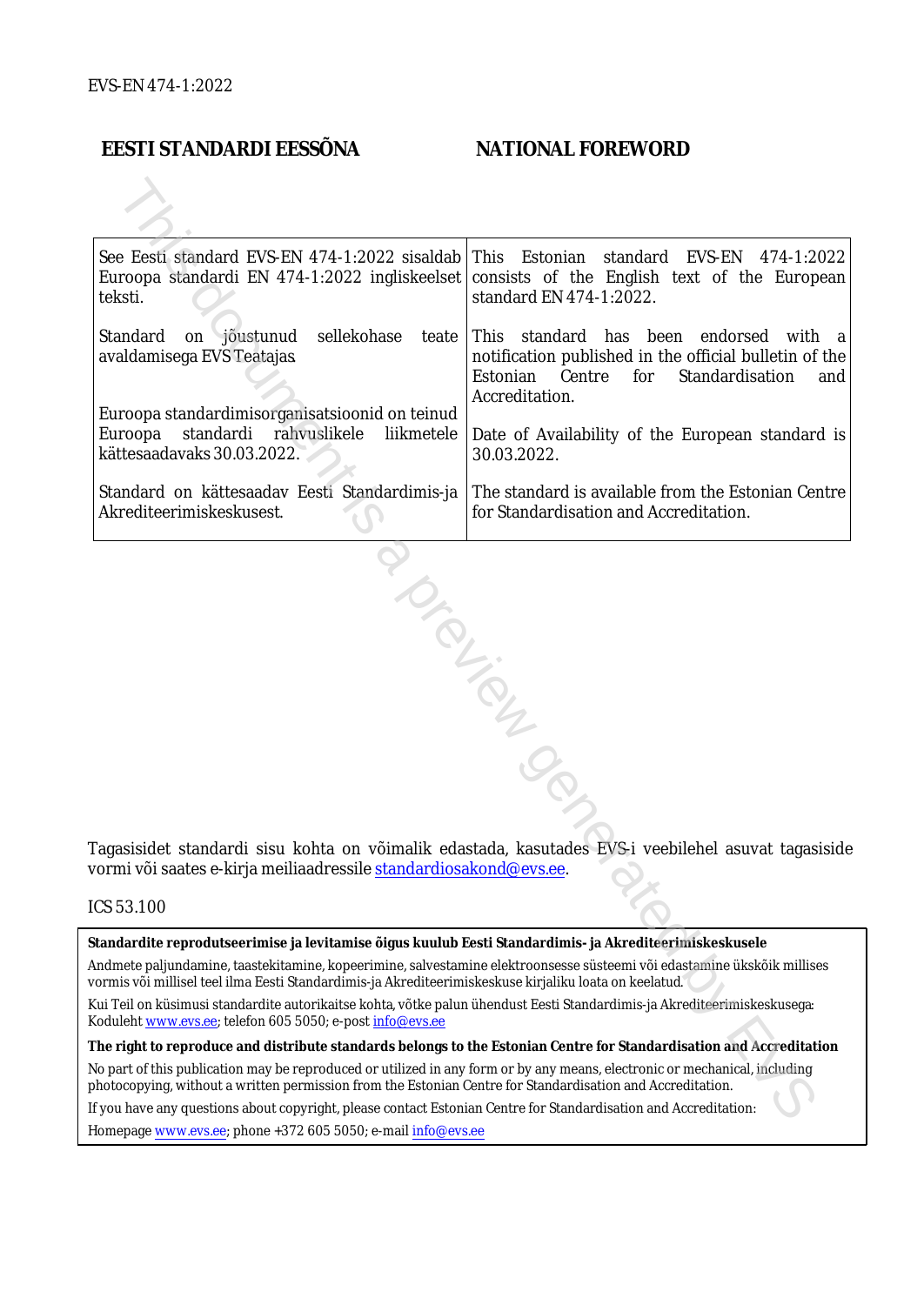EVS-EN 474-1:2022

## EESTI STANDARDI EESSÕNA / NATIONAL FOREWORD

| EESTI STANDARDI EESSÕNA | NATIONAL FOREWORD |
|---|---|
| See Eesti standard EVS-EN 474-1:2022 sisaldab Euroopa standardi EN 474-1:2022 ingliskeelset teksti. | This Estonian standard EVS-EN 474-1:2022 consists of the English text of the European standard EN 474-1:2022. |
| Standard on jõustunud sellekohase teate avaldamisega EVS Teatajas. | This standard has been endorsed with a notification published in the official bulletin of the Estonian Centre for Standardisation and Accreditation. |
| Euroopa standardimisorganisatsioonid on teinud Euroopa standardi rahvuslikele liikmetele kättesaadavaks 30.03.2022. | Date of Availability of the European standard is 30.03.2022. |
| Standard on kättesaadav Eesti Standardimis-ja Akrediteerimiskeskusest. | The standard is available from the Estonian Centre for Standardisation and Accreditation. |

Tagasisidet standardi sisu kohta on võimalik edastada, kasutades EVS-i veebilehel asuvat tagasiside vormi või saates e-kirja meiliaadressile standardiosakond@evs.ee.

ICS 53.100

**Standardite reprodutseerimise ja levitamise õigus kuulub Eesti Standardimis- ja Akrediteerimiskeskusele**

Andmete paljundamine, taastekitamine, kopeerimine, salvestamine elektroonsesse süsteemi või edastamine ükskõik millises vormis või millisel teel ilma Eesti Standardimis-ja Akrediteerimiskeskuse kirjaliku loata on keelatud.

Kui Teil on küsimusi standardite autorikaitse kohta, võtke palun ühendust Eesti Standardimis-ja Akrediteerimiskeskusega:
Koduleht www.evs.ee; telefon 605 5050; e-post info@evs.ee

**The right to reproduce and distribute standards belongs to the Estonian Centre for Standardisation and Accreditation**

No part of this publication may be reproduced or utilized in any form or by any means, electronic or mechanical, including photocopying, without a written permission from the Estonian Centre for Standardisation and Accreditation.

If you have any questions about copyright, please contact Estonian Centre for Standardisation and Accreditation:
Homepage www.evs.ee; phone +372 605 5050; e-mail info@evs.ee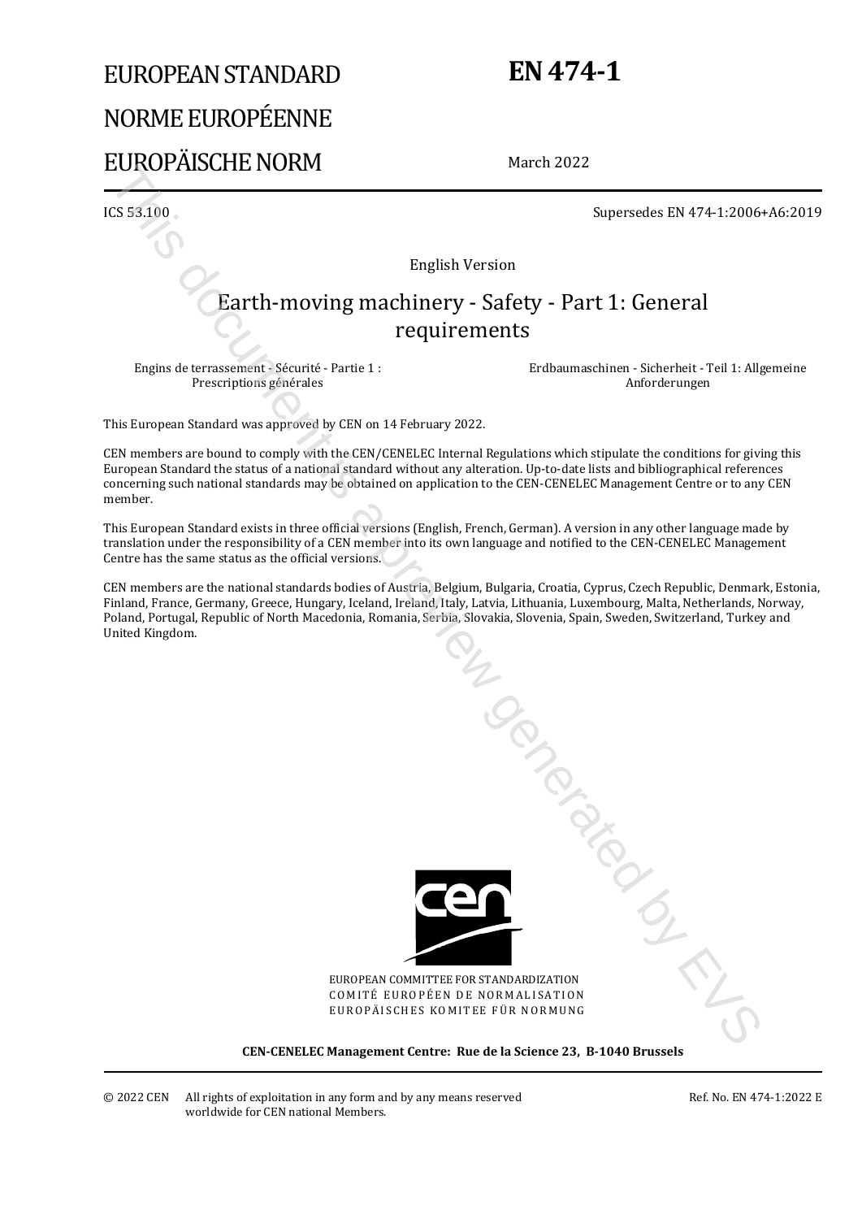# EUROPEAN STANDARD
# NORME EUROPÉENNE
# EUROPÄISCHE NORM

**EN 474-1**

March 2022

ICS 53.100

Supersedes EN 474-1:2006+A6:2019

English Version

## Earth-moving machinery - Safety - Part 1: General requirements

Engins de terrassement - Sécurité - Partie 1 : Prescriptions générales

Erdbaumaschinen - Sicherheit - Teil 1: Allgemeine Anforderungen

This European Standard was approved by CEN on 14 February 2022.

CEN members are bound to comply with the CEN/CENELEC Internal Regulations which stipulate the conditions for giving this European Standard the status of a national standard without any alteration. Up-to-date lists and bibliographical references concerning such national standards may be obtained on application to the CEN-CENELEC Management Centre or to any CEN member.

This European Standard exists in three official versions (English, French, German). A version in any other language made by translation under the responsibility of a CEN member into its own language and notified to the CEN-CENELEC Management Centre has the same status as the official versions.

CEN members are the national standards bodies of Austria, Belgium, Bulgaria, Croatia, Cyprus, Czech Republic, Denmark, Estonia, Finland, France, Germany, Greece, Hungary, Iceland, Ireland, Italy, Latvia, Lithuania, Luxembourg, Malta, Netherlands, Norway, Poland, Portugal, Republic of North Macedonia, Romania, Serbia, Slovakia, Slovenia, Spain, Sweden, Switzerland, Turkey and United Kingdom.

EUROPEAN COMMITTEE FOR STANDARDIZATION
COMITÉ EUROPÉEN DE NORMALISATION
EUROPÄISCHES KOMITEE FÜR NORMUNG

**CEN-CENELEC Management Centre: Rue de la Science 23, B-1040 Brussels**

© 2022 CEN All rights of exploitation in any form and by any means reserved worldwide for CEN national Members.

Ref. No. EN 474-1:2022 E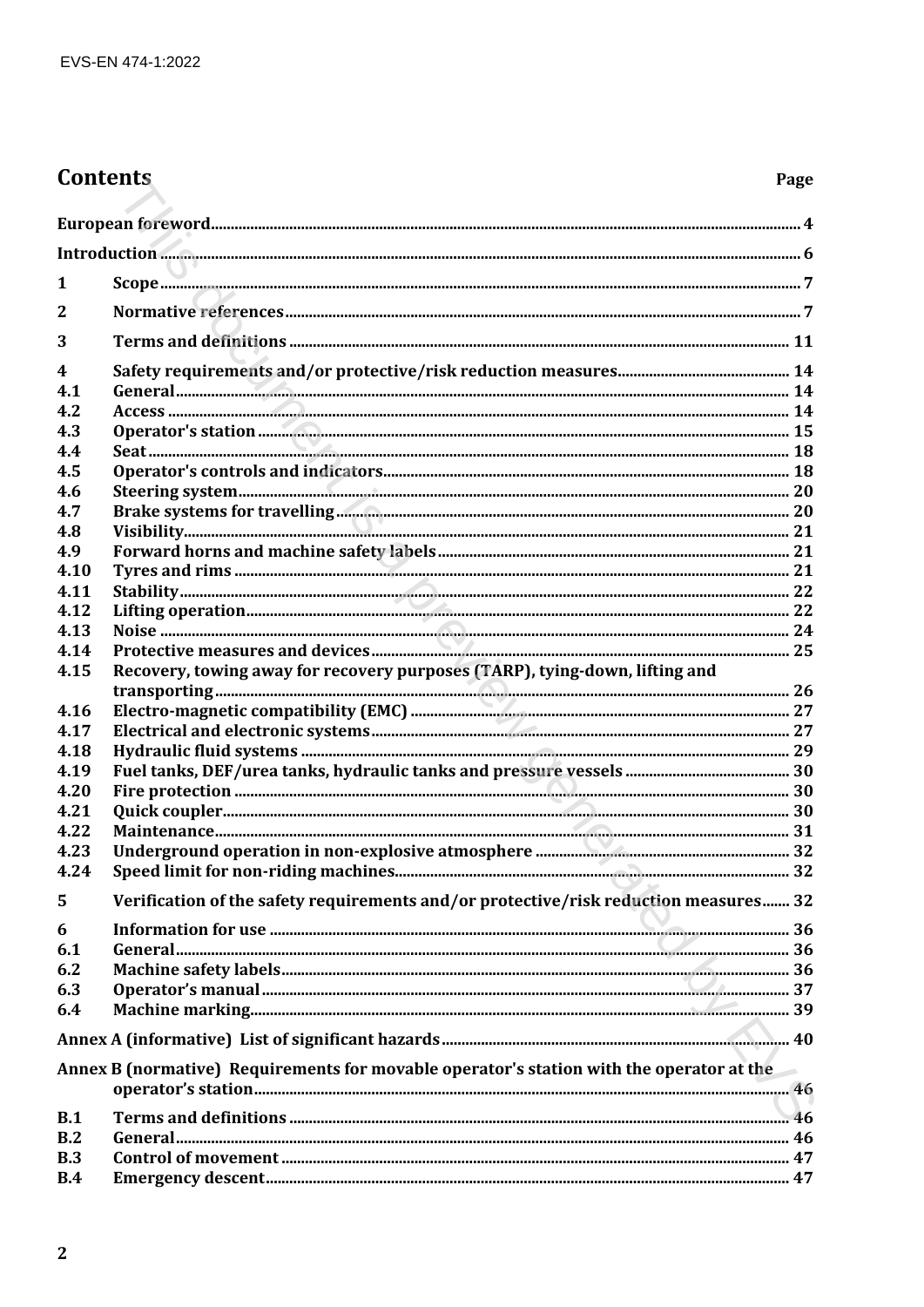# Contents

| | | Page |
|---|---|---|
| European foreword | | 4 |
| Introduction | | 6 |
| 1 | Scope | 7 |
| 2 | Normative references | 7 |
| 3 | Terms and definitions | 11 |
| 4 | Safety requirements and/or protective/risk reduction measures | 14 |
| 4.1 | General | 14 |
| 4.2 | Access | 14 |
| 4.3 | Operator's station | 15 |
| 4.4 | Seat | 18 |
| 4.5 | Operator's controls and indicators | 18 |
| 4.6 | Steering system | 20 |
| 4.7 | Brake systems for travelling | 20 |
| 4.8 | Visibility | 21 |
| 4.9 | Forward horns and machine safety labels | 21 |
| 4.10 | Tyres and rims | 21 |
| 4.11 | Stability | 22 |
| 4.12 | Lifting operation | 22 |
| 4.13 | Noise | 24 |
| 4.14 | Protective measures and devices | 25 |
| 4.15 | Recovery, towing away for recovery purposes (TARP), tying-down, lifting and transporting | 26 |
| 4.16 | Electro-magnetic compatibility (EMC) | 27 |
| 4.17 | Electrical and electronic systems | 27 |
| 4.18 | Hydraulic fluid systems | 29 |
| 4.19 | Fuel tanks, DEF/urea tanks, hydraulic tanks and pressure vessels | 30 |
| 4.20 | Fire protection | 30 |
| 4.21 | Quick coupler | 30 |
| 4.22 | Maintenance | 31 |
| 4.23 | Underground operation in non-explosive atmosphere | 32 |
| 4.24 | Speed limit for non-riding machines | 32 |
| 5 | Verification of the safety requirements and/or protective/risk reduction measures | 32 |
| 6 | Information for use | 36 |
| 6.1 | General | 36 |
| 6.2 | Machine safety labels | 36 |
| 6.3 | Operator's manual | 37 |
| 6.4 | Machine marking | 39 |
| Annex A (informative) List of significant hazards | | 40 |
| Annex B (normative) Requirements for movable operator's station with the operator at the operator's station | | 46 |
| B.1 | Terms and definitions | 46 |
| B.2 | General | 46 |
| B.3 | Control of movement | 47 |
| B.4 | Emergency descent | 47 |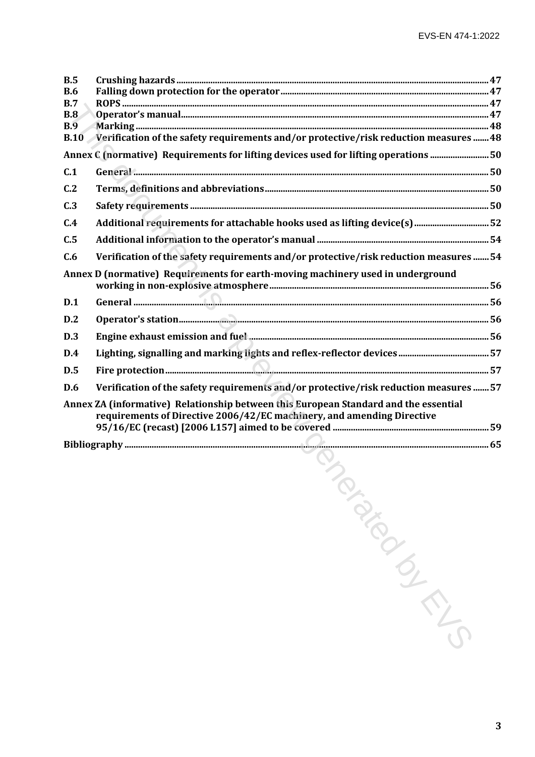B.5 Crushing hazards ... 47
B.6 Falling down protection for the operator ... 47
B.7 ROPS ... 47
B.8 Operator's manual ... 47
B.9 Marking ... 48
B.10 Verification of the safety requirements and/or protective/risk reduction measures ... 48

**Annex C (normative) Requirements for lifting devices used for lifting operations ... 50**

**C.1 General ... 50**

**C.2 Terms, definitions and abbreviations ... 50**

**C.3 Safety requirements ... 50**

**C.4 Additional requirements for attachable hooks used as lifting device(s) ... 52**

**C.5 Additional information to the operator's manual ... 54**

**C.6 Verification of the safety requirements and/or protective/risk reduction measures ... 54**

**Annex D (normative) Requirements for earth-moving machinery used in underground working in non-explosive atmosphere ... 56**

**D.1 General ... 56**

**D.2 Operator's station ... 56**

**D.3 Engine exhaust emission and fuel ... 56**

**D.4 Lighting, signalling and marking lights and reflex-reflector devices ... 57**

**D.5 Fire protection ... 57**

**D.6 Verification of the safety requirements and/or protective/risk reduction measures ... 57**

**Annex ZA (informative) Relationship between this European Standard and the essential requirements of Directive 2006/42/EC machinery, and amending Directive 95/16/EC (recast) [2006 L157] aimed to be covered ... 59**

**Bibliography ... 65**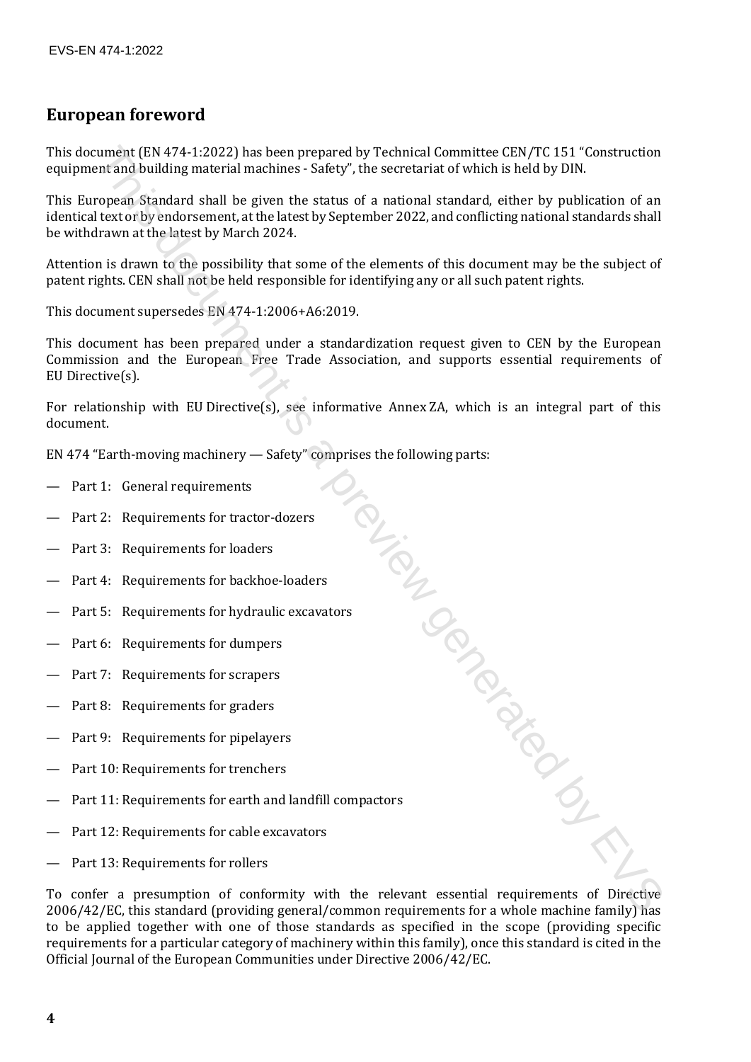## European foreword

This document (EN 474-1:2022) has been prepared by Technical Committee CEN/TC 151 "Construction equipment and building material machines - Safety", the secretariat of which is held by DIN.

This European Standard shall be given the status of a national standard, either by publication of an identical text or by endorsement, at the latest by September 2022, and conflicting national standards shall be withdrawn at the latest by March 2024.

Attention is drawn to the possibility that some of the elements of this document may be the subject of patent rights. CEN shall not be held responsible for identifying any or all such patent rights.

This document supersedes EN 474-1:2006+A6:2019.

This document has been prepared under a standardization request given to CEN by the European Commission and the European Free Trade Association, and supports essential requirements of EU Directive(s).

For relationship with EU Directive(s), see informative Annex ZA, which is an integral part of this document.

EN 474 "Earth-moving machinery — Safety" comprises the following parts:

— Part 1: General requirements

— Part 2: Requirements for tractor-dozers

— Part 3: Requirements for loaders

— Part 4: Requirements for backhoe-loaders

— Part 5: Requirements for hydraulic excavators

— Part 6: Requirements for dumpers

— Part 7: Requirements for scrapers

— Part 8: Requirements for graders

— Part 9: Requirements for pipelayers

— Part 10: Requirements for trenchers

— Part 11: Requirements for earth and landfill compactors

— Part 12: Requirements for cable excavators

— Part 13: Requirements for rollers

To confer a presumption of conformity with the relevant essential requirements of Directive 2006/42/EC, this standard (providing general/common requirements for a whole machine family) has to be applied together with one of those standards as specified in the scope (providing specific requirements for a particular category of machinery within this family), once this standard is cited in the Official Journal of the European Communities under Directive 2006/42/EC.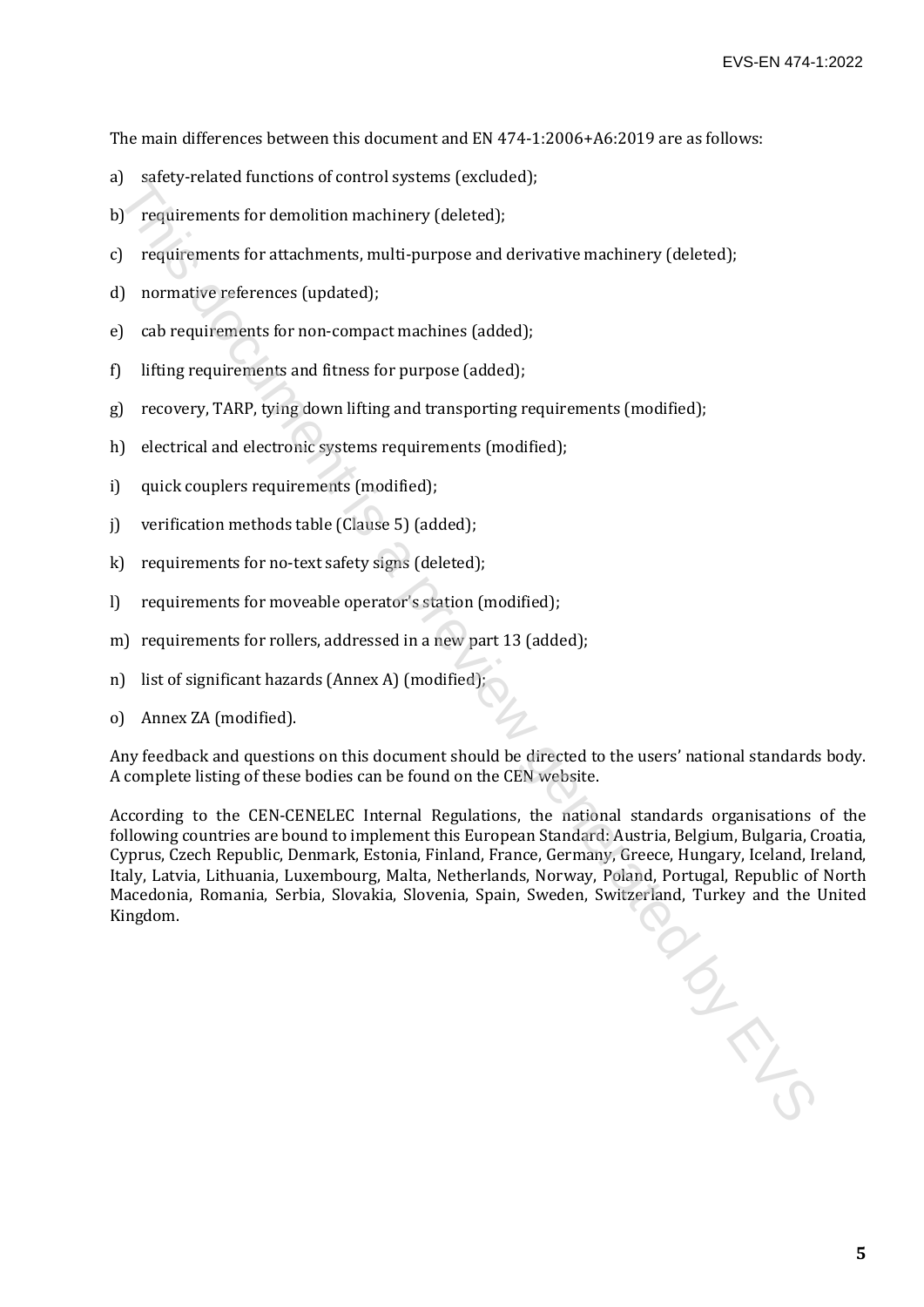The main differences between this document and EN 474-1:2006+A6:2019 are as follows:

a) safety-related functions of control systems (excluded);

b) requirements for demolition machinery (deleted);

c) requirements for attachments, multi-purpose and derivative machinery (deleted);

d) normative references (updated);

e) cab requirements for non-compact machines (added);

f) lifting requirements and fitness for purpose (added);

g) recovery, TARP, tying down lifting and transporting requirements (modified);

h) electrical and electronic systems requirements (modified);

i) quick couplers requirements (modified);

j) verification methods table (Clause 5) (added);

k) requirements for no-text safety signs (deleted);

l) requirements for moveable operator's station (modified);

m) requirements for rollers, addressed in a new part 13 (added);

n) list of significant hazards (Annex A) (modified);

o) Annex ZA (modified).

Any feedback and questions on this document should be directed to the users' national standards body. A complete listing of these bodies can be found on the CEN website.

According to the CEN-CENELEC Internal Regulations, the national standards organisations of the following countries are bound to implement this European Standard: Austria, Belgium, Bulgaria, Croatia, Cyprus, Czech Republic, Denmark, Estonia, Finland, France, Germany, Greece, Hungary, Iceland, Ireland, Italy, Latvia, Lithuania, Luxembourg, Malta, Netherlands, Norway, Poland, Portugal, Republic of North Macedonia, Romania, Serbia, Slovakia, Slovenia, Spain, Sweden, Switzerland, Turkey and the United Kingdom.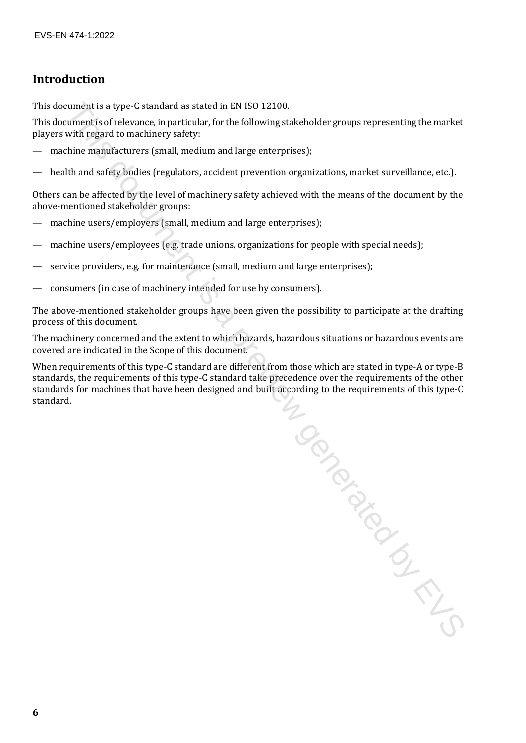## Introduction

This document is a type-C standard as stated in EN ISO 12100.

This document is of relevance, in particular, for the following stakeholder groups representing the market players with regard to machinery safety:

— machine manufacturers (small, medium and large enterprises);

— health and safety bodies (regulators, accident prevention organizations, market surveillance, etc.).

Others can be affected by the level of machinery safety achieved with the means of the document by the above-mentioned stakeholder groups:

— machine users/employers (small, medium and large enterprises);

— machine users/employees (e.g. trade unions, organizations for people with special needs);

— service providers, e.g. for maintenance (small, medium and large enterprises);

— consumers (in case of machinery intended for use by consumers).

The above-mentioned stakeholder groups have been given the possibility to participate at the drafting process of this document.

The machinery concerned and the extent to which hazards, hazardous situations or hazardous events are covered are indicated in the Scope of this document.

When requirements of this type-C standard are different from those which are stated in type-A or type-B standards, the requirements of this type-C standard take precedence over the requirements of the other standards for machines that have been designed and built according to the requirements of this type-C standard.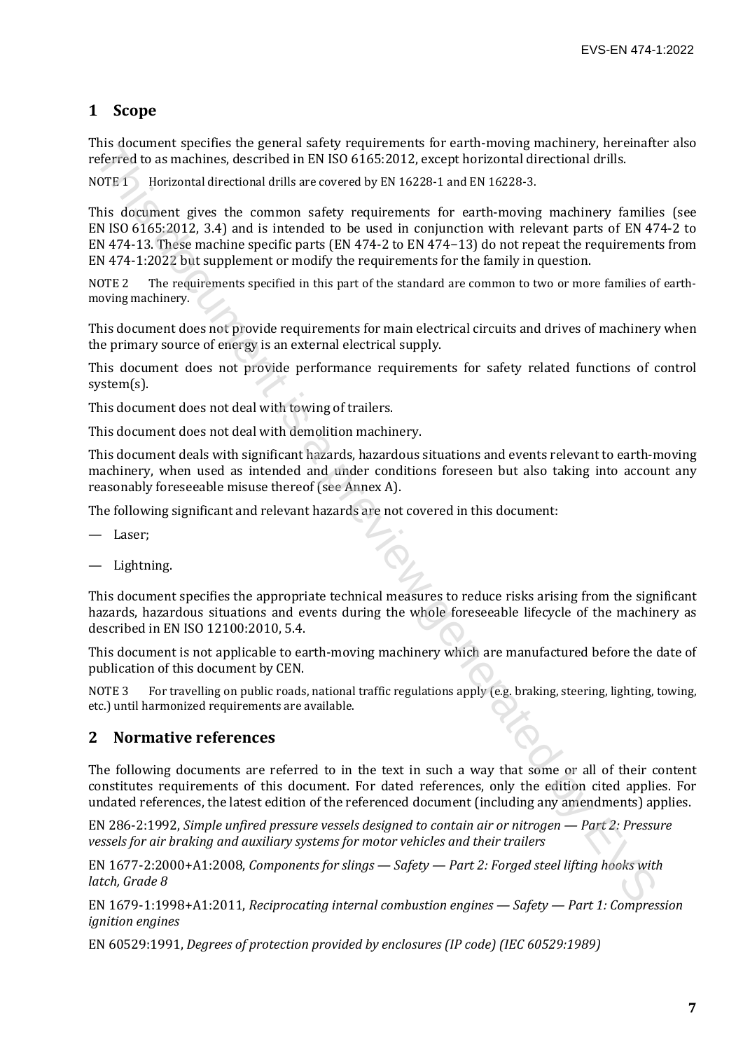## 1 Scope

This document specifies the general safety requirements for earth-moving machinery, hereinafter also referred to as machines, described in EN ISO 6165:2012, except horizontal directional drills.

NOTE 1 Horizontal directional drills are covered by EN 16228-1 and EN 16228-3.

This document gives the common safety requirements for earth-moving machinery families (see EN ISO 6165:2012, 3.4) and is intended to be used in conjunction with relevant parts of EN 474-2 to EN 474-13. These machine specific parts (EN 474-2 to EN 474−13) do not repeat the requirements from EN 474-1:2022 but supplement or modify the requirements for the family in question.

NOTE 2 The requirements specified in this part of the standard are common to two or more families of earth-moving machinery.

This document does not provide requirements for main electrical circuits and drives of machinery when the primary source of energy is an external electrical supply.

This document does not provide performance requirements for safety related functions of control system(s).

This document does not deal with towing of trailers.

This document does not deal with demolition machinery.

This document deals with significant hazards, hazardous situations and events relevant to earth-moving machinery, when used as intended and under conditions foreseen but also taking into account any reasonably foreseeable misuse thereof (see Annex A).

The following significant and relevant hazards are not covered in this document:

— Laser;

— Lightning.

This document specifies the appropriate technical measures to reduce risks arising from the significant hazards, hazardous situations and events during the whole foreseeable lifecycle of the machinery as described in EN ISO 12100:2010, 5.4.

This document is not applicable to earth-moving machinery which are manufactured before the date of publication of this document by CEN.

NOTE 3 For travelling on public roads, national traffic regulations apply (e.g. braking, steering, lighting, towing, etc.) until harmonized requirements are available.

## 2 Normative references

The following documents are referred to in the text in such a way that some or all of their content constitutes requirements of this document. For dated references, only the edition cited applies. For undated references, the latest edition of the referenced document (including any amendments) applies.

EN 286-2:1992, *Simple unfired pressure vessels designed to contain air or nitrogen — Part 2: Pressure vessels for air braking and auxiliary systems for motor vehicles and their trailers*

EN 1677-2:2000+A1:2008, *Components for slings — Safety — Part 2: Forged steel lifting hooks with latch, Grade 8*

EN 1679-1:1998+A1:2011, *Reciprocating internal combustion engines — Safety — Part 1: Compression ignition engines*

EN 60529:1991, *Degrees of protection provided by enclosures (IP code) (IEC 60529:1989)*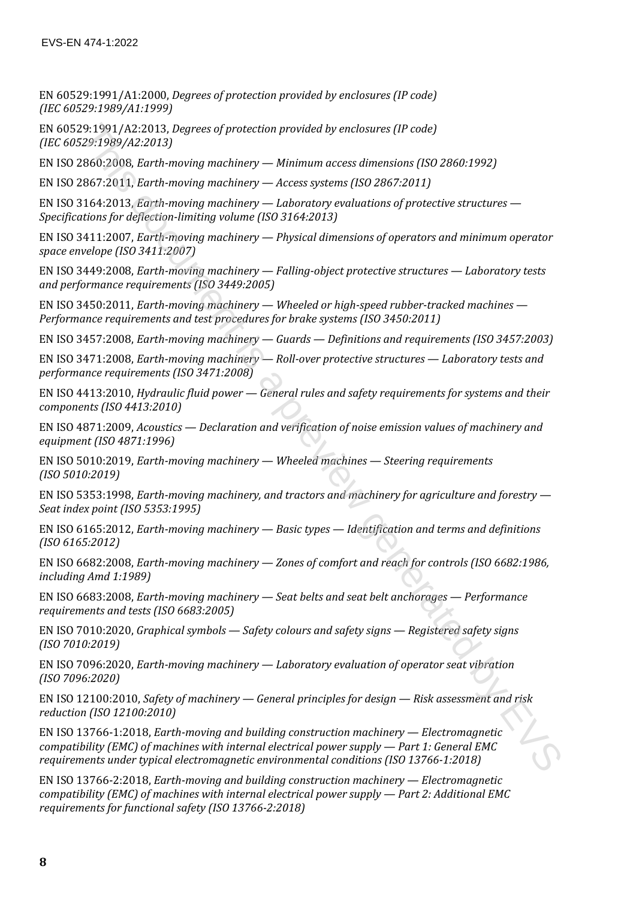EN 60529:1991/A1:2000, *Degrees of protection provided by enclosures (IP code) (IEC 60529:1989/A1:1999)*

EN 60529:1991/A2:2013, *Degrees of protection provided by enclosures (IP code) (IEC 60529:1989/A2:2013)*

EN ISO 2860:2008, *Earth-moving machinery — Minimum access dimensions (ISO 2860:1992)*

EN ISO 2867:2011, *Earth-moving machinery — Access systems (ISO 2867:2011)*

EN ISO 3164:2013, *Earth-moving machinery — Laboratory evaluations of protective structures — Specifications for deflection-limiting volume (ISO 3164:2013)*

EN ISO 3411:2007, *Earth-moving machinery — Physical dimensions of operators and minimum operator space envelope (ISO 3411:2007)*

EN ISO 3449:2008, *Earth-moving machinery — Falling-object protective structures — Laboratory tests and performance requirements (ISO 3449:2005)*

EN ISO 3450:2011, *Earth-moving machinery — Wheeled or high-speed rubber-tracked machines — Performance requirements and test procedures for brake systems (ISO 3450:2011)*

EN ISO 3457:2008, *Earth-moving machinery — Guards — Definitions and requirements (ISO 3457:2003)*

EN ISO 3471:2008, *Earth-moving machinery — Roll-over protective structures — Laboratory tests and performance requirements (ISO 3471:2008)*

EN ISO 4413:2010, *Hydraulic fluid power — General rules and safety requirements for systems and their components (ISO 4413:2010)*

EN ISO 4871:2009, *Acoustics — Declaration and verification of noise emission values of machinery and equipment (ISO 4871:1996)*

EN ISO 5010:2019, *Earth-moving machinery — Wheeled machines — Steering requirements (ISO 5010:2019)*

EN ISO 5353:1998, *Earth-moving machinery, and tractors and machinery for agriculture and forestry — Seat index point (ISO 5353:1995)*

EN ISO 6165:2012, *Earth-moving machinery — Basic types — Identification and terms and definitions (ISO 6165:2012)*

EN ISO 6682:2008, *Earth-moving machinery — Zones of comfort and reach for controls (ISO 6682:1986, including Amd 1:1989)*

EN ISO 6683:2008, *Earth-moving machinery — Seat belts and seat belt anchorages — Performance requirements and tests (ISO 6683:2005)*

EN ISO 7010:2020, *Graphical symbols — Safety colours and safety signs — Registered safety signs (ISO 7010:2019)*

EN ISO 7096:2020, *Earth-moving machinery — Laboratory evaluation of operator seat vibration (ISO 7096:2020)*

EN ISO 12100:2010, *Safety of machinery — General principles for design — Risk assessment and risk reduction (ISO 12100:2010)*

EN ISO 13766-1:2018, *Earth-moving and building construction machinery — Electromagnetic compatibility (EMC) of machines with internal electrical power supply — Part 1: General EMC requirements under typical electromagnetic environmental conditions (ISO 13766-1:2018)*

EN ISO 13766-2:2018, *Earth-moving and building construction machinery — Electromagnetic compatibility (EMC) of machines with internal electrical power supply — Part 2: Additional EMC requirements for functional safety (ISO 13766-2:2018)*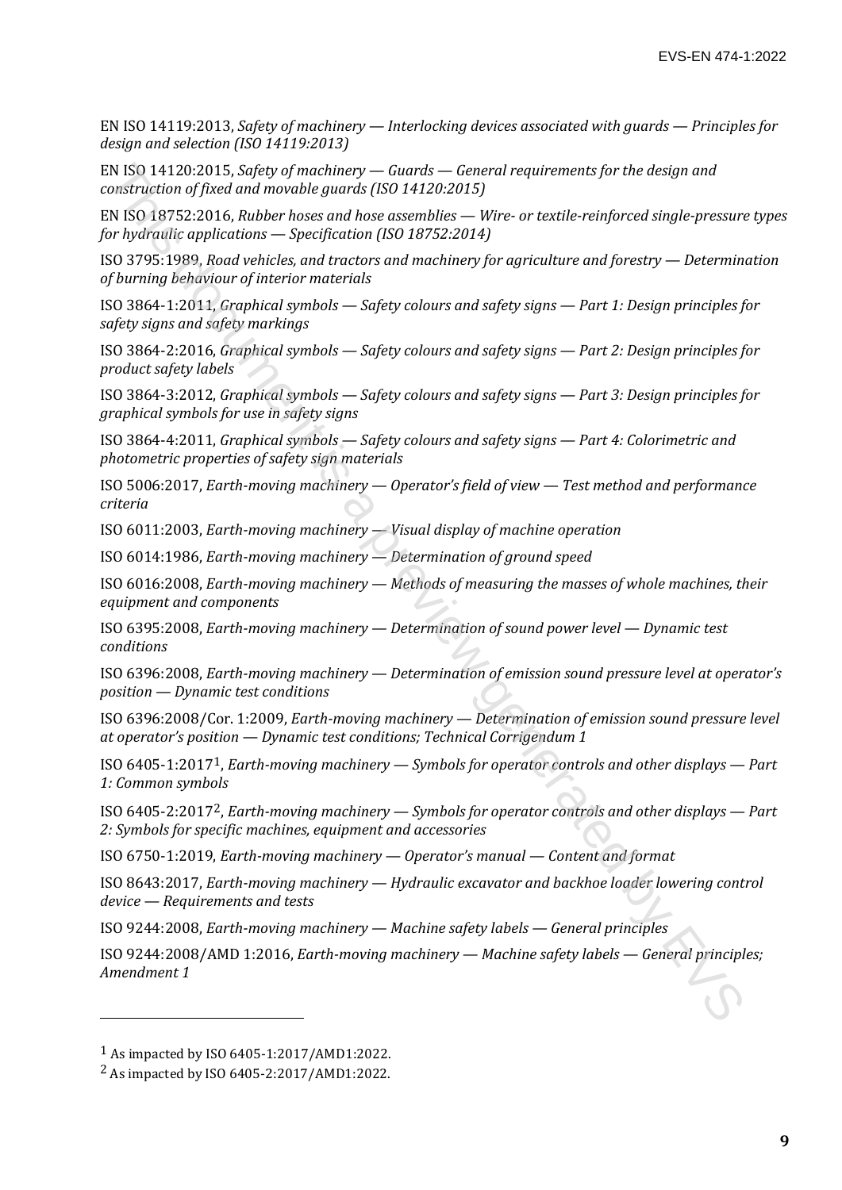EN ISO 14119:2013, *Safety of machinery — Interlocking devices associated with guards — Principles for design and selection (ISO 14119:2013)*

EN ISO 14120:2015, *Safety of machinery — Guards — General requirements for the design and construction of fixed and movable guards (ISO 14120:2015)*

EN ISO 18752:2016, *Rubber hoses and hose assemblies — Wire- or textile-reinforced single-pressure types for hydraulic applications — Specification (ISO 18752:2014)*

ISO 3795:1989, *Road vehicles, and tractors and machinery for agriculture and forestry — Determination of burning behaviour of interior materials*

ISO 3864-1:2011, *Graphical symbols — Safety colours and safety signs — Part 1: Design principles for safety signs and safety markings*

ISO 3864-2:2016, *Graphical symbols — Safety colours and safety signs — Part 2: Design principles for product safety labels*

ISO 3864-3:2012, *Graphical symbols — Safety colours and safety signs — Part 3: Design principles for graphical symbols for use in safety signs*

ISO 3864-4:2011, *Graphical symbols — Safety colours and safety signs — Part 4: Colorimetric and photometric properties of safety sign materials*

ISO 5006:2017, *Earth-moving machinery — Operator's field of view — Test method and performance criteria*

ISO 6011:2003, *Earth-moving machinery — Visual display of machine operation*

ISO 6014:1986, *Earth-moving machinery — Determination of ground speed*

ISO 6016:2008, *Earth-moving machinery — Methods of measuring the masses of whole machines, their equipment and components*

ISO 6395:2008, *Earth-moving machinery — Determination of sound power level — Dynamic test conditions*

ISO 6396:2008, *Earth-moving machinery — Determination of emission sound pressure level at operator's position — Dynamic test conditions*

ISO 6396:2008/Cor. 1:2009, *Earth-moving machinery — Determination of emission sound pressure level at operator's position — Dynamic test conditions; Technical Corrigendum 1*

ISO 6405-1:2017[1], *Earth-moving machinery — Symbols for operator controls and other displays — Part 1: Common symbols*

ISO 6405-2:2017[2], *Earth-moving machinery — Symbols for operator controls and other displays — Part 2: Symbols for specific machines, equipment and accessories*

ISO 6750-1:2019, *Earth-moving machinery — Operator's manual — Content and format*

ISO 8643:2017, *Earth-moving machinery — Hydraulic excavator and backhoe loader lowering control device — Requirements and tests*

ISO 9244:2008, *Earth-moving machinery — Machine safety labels — General principles*

ISO 9244:2008/AMD 1:2016, *Earth-moving machinery — Machine safety labels — General principles; Amendment 1*

---

[1] As impacted by ISO 6405-1:2017/AMD1:2022.

[2] As impacted by ISO 6405-2:2017/AMD1:2022.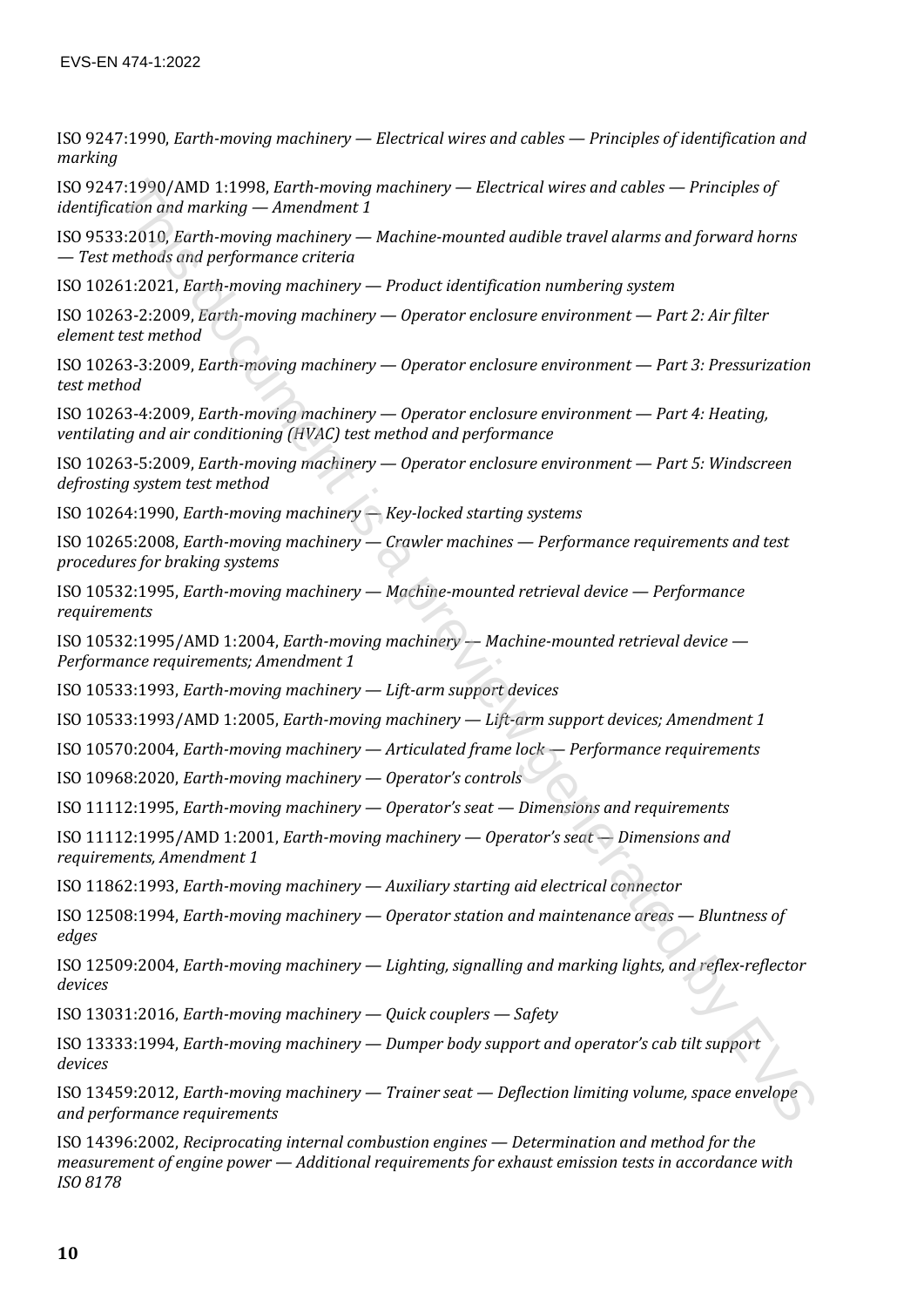ISO 9247:1990, *Earth-moving machinery — Electrical wires and cables — Principles of identification and marking*

ISO 9247:1990/AMD 1:1998, *Earth-moving machinery — Electrical wires and cables — Principles of identification and marking — Amendment 1*

ISO 9533:2010, *Earth-moving machinery — Machine-mounted audible travel alarms and forward horns — Test methods and performance criteria*

ISO 10261:2021, *Earth-moving machinery — Product identification numbering system*

ISO 10263-2:2009, *Earth-moving machinery — Operator enclosure environment — Part 2: Air filter element test method*

ISO 10263-3:2009, *Earth-moving machinery — Operator enclosure environment — Part 3: Pressurization test method*

ISO 10263-4:2009, *Earth-moving machinery — Operator enclosure environment — Part 4: Heating, ventilating and air conditioning (HVAC) test method and performance*

ISO 10263-5:2009, *Earth-moving machinery — Operator enclosure environment — Part 5: Windscreen defrosting system test method*

ISO 10264:1990, *Earth-moving machinery — Key-locked starting systems*

ISO 10265:2008, *Earth-moving machinery — Crawler machines — Performance requirements and test procedures for braking systems*

ISO 10532:1995, *Earth-moving machinery — Machine-mounted retrieval device — Performance requirements*

ISO 10532:1995/AMD 1:2004, *Earth-moving machinery — Machine-mounted retrieval device — Performance requirements; Amendment 1*

ISO 10533:1993, *Earth-moving machinery — Lift-arm support devices*

ISO 10533:1993/AMD 1:2005, *Earth-moving machinery — Lift-arm support devices; Amendment 1*

ISO 10570:2004, *Earth-moving machinery — Articulated frame lock — Performance requirements*

ISO 10968:2020, *Earth-moving machinery — Operator's controls*

ISO 11112:1995, *Earth-moving machinery — Operator's seat — Dimensions and requirements*

ISO 11112:1995/AMD 1:2001, *Earth-moving machinery — Operator's seat — Dimensions and requirements, Amendment 1*

ISO 11862:1993, *Earth-moving machinery — Auxiliary starting aid electrical connector*

ISO 12508:1994, *Earth-moving machinery — Operator station and maintenance areas — Bluntness of edges*

ISO 12509:2004, *Earth-moving machinery — Lighting, signalling and marking lights, and reflex-reflector devices*

ISO 13031:2016, *Earth-moving machinery — Quick couplers — Safety*

ISO 13333:1994, *Earth-moving machinery — Dumper body support and operator's cab tilt support devices*

ISO 13459:2012, *Earth-moving machinery — Trainer seat — Deflection limiting volume, space envelope and performance requirements*

ISO 14396:2002, *Reciprocating internal combustion engines — Determination and method for the measurement of engine power — Additional requirements for exhaust emission tests in accordance with ISO 8178*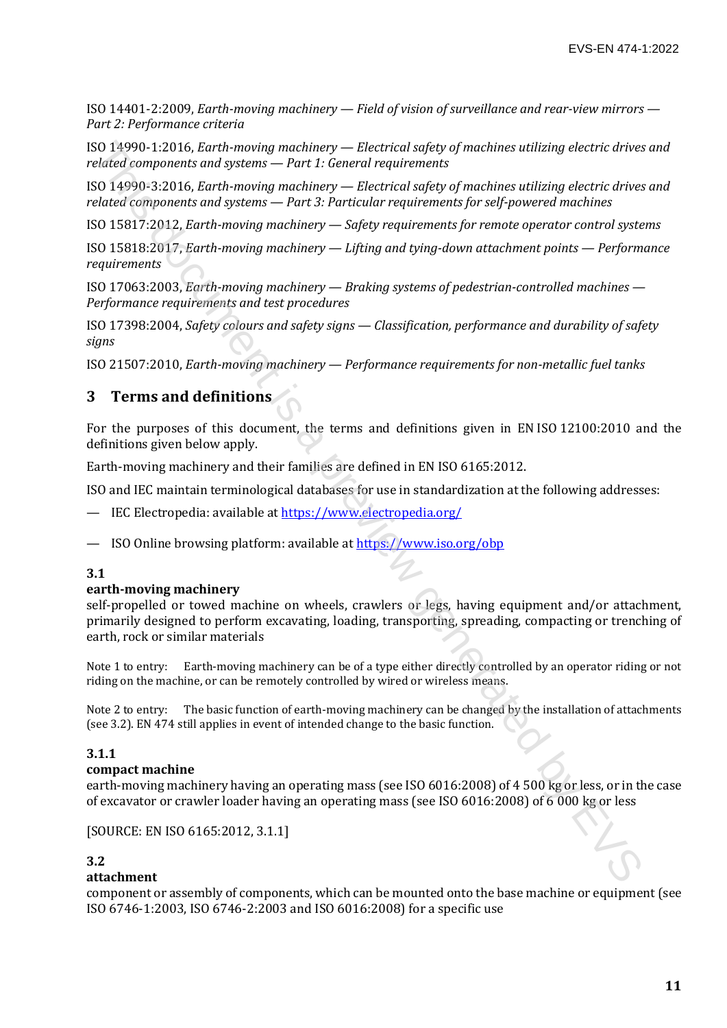ISO 14401-2:2009, *Earth-moving machinery — Field of vision of surveillance and rear-view mirrors — Part 2: Performance criteria*

ISO 14990-1:2016, *Earth-moving machinery — Electrical safety of machines utilizing electric drives and related components and systems — Part 1: General requirements*

ISO 14990-3:2016, *Earth-moving machinery — Electrical safety of machines utilizing electric drives and related components and systems — Part 3: Particular requirements for self-powered machines*

ISO 15817:2012, *Earth-moving machinery — Safety requirements for remote operator control systems*

ISO 15818:2017, *Earth-moving machinery — Lifting and tying-down attachment points — Performance requirements*

ISO 17063:2003, *Earth-moving machinery — Braking systems of pedestrian-controlled machines — Performance requirements and test procedures*

ISO 17398:2004, *Safety colours and safety signs — Classification, performance and durability of safety signs*

ISO 21507:2010, *Earth-moving machinery — Performance requirements for non-metallic fuel tanks*

## 3 Terms and definitions

For the purposes of this document, the terms and definitions given in EN ISO 12100:2010 and the definitions given below apply.

Earth-moving machinery and their families are defined in EN ISO 6165:2012.

ISO and IEC maintain terminological databases for use in standardization at the following addresses:

— IEC Electropedia: available at https://www.electropedia.org/

— ISO Online browsing platform: available at https://www.iso.org/obp

**3.1**
**earth-moving machinery**
self-propelled or towed machine on wheels, crawlers or legs, having equipment and/or attachment, primarily designed to perform excavating, loading, transporting, spreading, compacting or trenching of earth, rock or similar materials

Note 1 to entry: Earth-moving machinery can be of a type either directly controlled by an operator riding or not riding on the machine, or can be remotely controlled by wired or wireless means.

Note 2 to entry: The basic function of earth-moving machinery can be changed by the installation of attachments (see 3.2). EN 474 still applies in event of intended change to the basic function.

**3.1.1**
**compact machine**
earth-moving machinery having an operating mass (see ISO 6016:2008) of 4 500 kg or less, or in the case of excavator or crawler loader having an operating mass (see ISO 6016:2008) of 6 000 kg or less

[SOURCE: EN ISO 6165:2012, 3.1.1]

**3.2**
**attachment**
component or assembly of components, which can be mounted onto the base machine or equipment (see ISO 6746-1:2003, ISO 6746-2:2003 and ISO 6016:2008) for a specific use